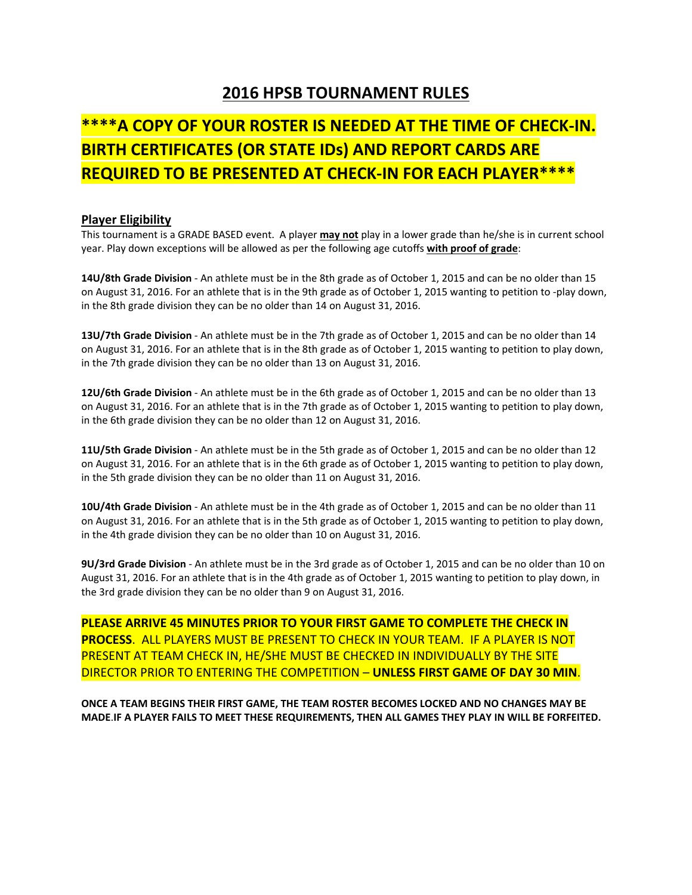# 2016 HPSB TOURNAMENT RULES

## ****A COPY OF YOUR ROSTER IS NEEDED AT THE TIME OF CHECK-IN. BIRTH CERTIFICATES (OR STATE IDs) AND REPORT CARDS ARE REQUIRED TO BE PRESENTED AT CHECK-IN FOR EACH PLAYER****

### Player Eligibility

This tournament is a GRADE BASED event. A player **may not** play in a lower grade than he/she is in current school year. Play down exceptions will be allowed as per the following age cutoffs **with proof of grade**:

**14U/8th Grade Division** - An athlete must be in the 8th grade as of October 1, 2015 and can be no older than 15 on August 31, 2016. For an athlete that is in the 9th grade as of October 1, 2015 wanting to petition to -play down, in the 8th grade division they can be no older than 14 on August 31, 2016.

**13U/7th Grade Division** - An athlete must be in the 7th grade as of October 1, 2015 and can be no older than 14 on August 31, 2016. For an athlete that is in the 8th grade as of October 1, 2015 wanting to petition to play down, in the 7th grade division they can be no older than 13 on August 31, 2016.

**12U/6th Grade Division** - An athlete must be in the 6th grade as of October 1, 2015 and can be no older than 13 on August 31, 2016. For an athlete that is in the 7th grade as of October 1, 2015 wanting to petition to play down, in the 6th grade division they can be no older than 12 on August 31, 2016.

**11U/5th Grade Division** - An athlete must be in the 5th grade as of October 1, 2015 and can be no older than 12 on August 31, 2016. For an athlete that is in the 6th grade as of October 1, 2015 wanting to petition to play down, in the 5th grade division they can be no older than 11 on August 31, 2016.

**10U/4th Grade Division** - An athlete must be in the 4th grade as of October 1, 2015 and can be no older than 11 on August 31, 2016. For an athlete that is in the 5th grade as of October 1, 2015 wanting to petition to play down, in the 4th grade division they can be no older than 10 on August 31, 2016.

**9U/3rd Grade Division** - An athlete must be in the 3rd grade as of October 1, 2015 and can be no older than 10 on August 31, 2016. For an athlete that is in the 4th grade as of October 1, 2015 wanting to petition to play down, in the 3rd grade division they can be no older than 9 on August 31, 2016.

**PLEASE ARRIVE 45 MINUTES PRIOR TO YOUR FIRST GAME TO COMPLETE THE CHECK IN PROCESS**. ALL PLAYERS MUST BE PRESENT TO CHECK IN YOUR TEAM. IF A PLAYER IS NOT PRESENT AT TEAM CHECK IN, HE/SHE MUST BE CHECKED IN INDIVIDUALLY BY THE SITE DIRECTOR PRIOR TO ENTERING THE COMPETITION – **UNLESS FIRST GAME OF DAY 30 MIN**.

**ONCE A TEAM BEGINS THEIR FIRST GAME, THE TEAM ROSTER BECOMES LOCKED AND NO CHANGES MAY BE MADE.IF A PLAYER FAILS TO MEET THESE REQUIREMENTS, THEN ALL GAMES THEY PLAY IN WILL BE FORFEITED.**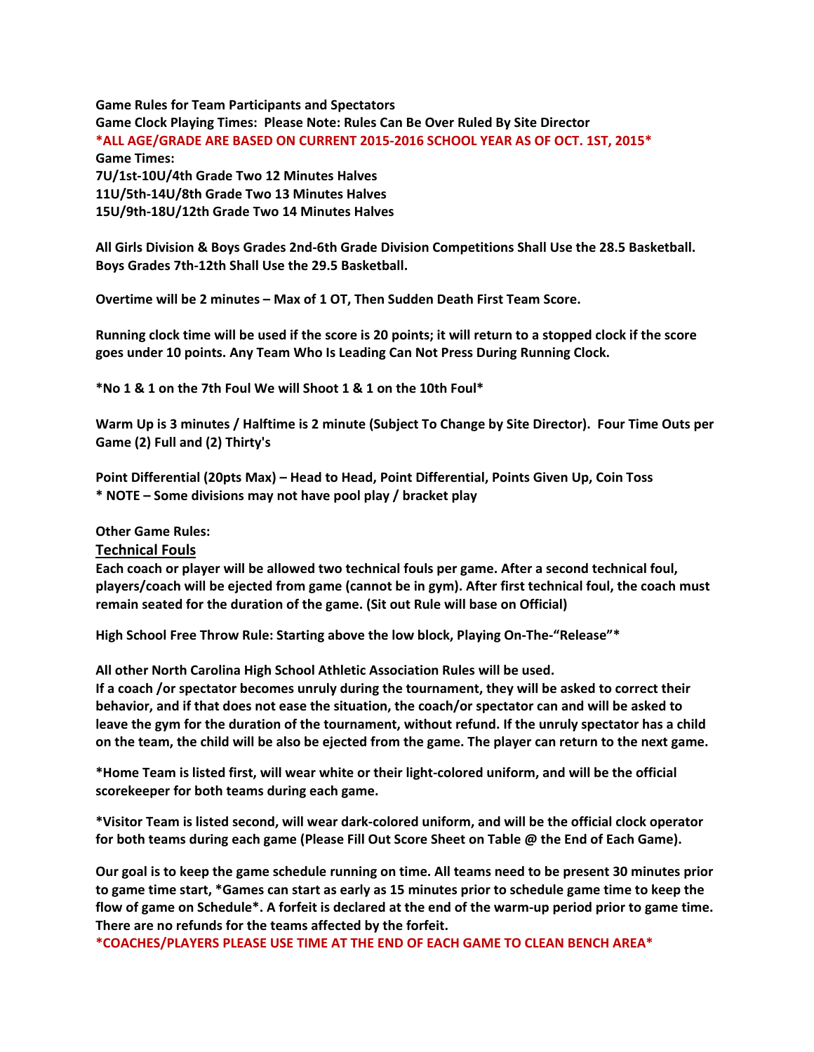**Game Rules for Team Participants and Spectators**
**Game Clock Playing Times: Please Note: Rules Can Be Over Ruled By Site Director**
***ALL AGE/GRADE ARE BASED ON CURRENT 2015-2016 SCHOOL YEAR AS OF OCT. 1ST, 2015***
**Game Times:**
**7U/1st-10U/4th Grade Two 12 Minutes Halves**
**11U/5th-14U/8th Grade Two 13 Minutes Halves**
**15U/9th-18U/12th Grade Two 14 Minutes Halves**

**All Girls Division & Boys Grades 2nd-6th Grade Division Competitions Shall Use the 28.5 Basketball.**
**Boys Grades 7th-12th Shall Use the 29.5 Basketball.**

**Overtime will be 2 minutes – Max of 1 OT, Then Sudden Death First Team Score.**

**Running clock time will be used if the score is 20 points; it will return to a stopped clock if the score goes under 10 points. Any Team Who Is Leading Can Not Press During Running Clock.**

***No 1 & 1 on the 7th Foul We will Shoot 1 & 1 on the 10th Foul***

**Warm Up is 3 minutes / Halftime is 2 minute (Subject To Change by Site Director). Four Time Outs per Game (2) Full and (2) Thirty's**

**Point Differential (20pts Max) – Head to Head, Point Differential, Points Given Up, Coin Toss**
**\* NOTE – Some divisions may not have pool play / bracket play**

**Other Game Rules:**

**Technical Fouls**

**Each coach or player will be allowed two technical fouls per game. After a second technical foul, players/coach will be ejected from game (cannot be in gym). After first technical foul, the coach must remain seated for the duration of the game. (Sit out Rule will base on Official)**

**High School Free Throw Rule: Starting above the low block, Playing On-The-"Release"***

**All other North Carolina High School Athletic Association Rules will be used.**
**If a coach /or spectator becomes unruly during the tournament, they will be asked to correct their behavior, and if that does not ease the situation, the coach/or spectator can and will be asked to leave the gym for the duration of the tournament, without refund. If the unruly spectator has a child on the team, the child will be also be ejected from the game. The player can return to the next game.**

***Home Team is listed first, will wear white or their light-colored uniform, and will be the official scorekeeper for both teams during each game.**

***Visitor Team is listed second, will wear dark-colored uniform, and will be the official clock operator for both teams during each game (Please Fill Out Score Sheet on Table @ the End of Each Game).**

**Our goal is to keep the game schedule running on time. All teams need to be present 30 minutes prior to game time start, *Games can start as early as 15 minutes prior to schedule game time to keep the flow of game on Schedule*. A forfeit is declared at the end of the warm-up period prior to game time. There are no refunds for the teams affected by the forfeit.**
***COACHES/PLAYERS PLEASE USE TIME AT THE END OF EACH GAME TO CLEAN BENCH AREA***